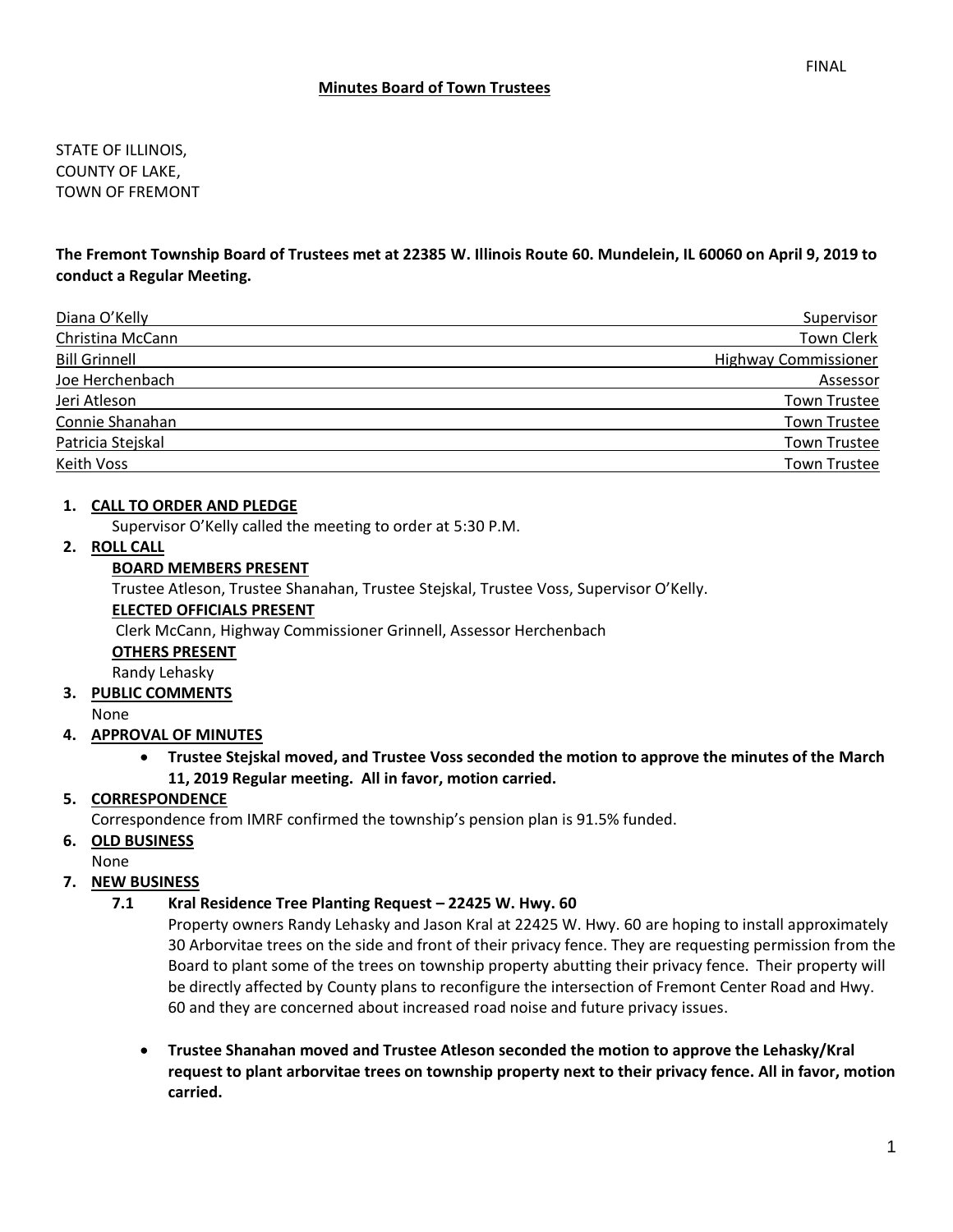FINAL

# Minutes Board of Town Trustees

STATE OF ILLINOIS,
COUNTY OF LAKE,
TOWN OF FREMONT

**The Fremont Township Board of Trustees met at 22385 W. Illinois Route 60. Mundelein, IL 60060 on April 9, 2019 to conduct a Regular Meeting.**

| | |
|---|---|
| Diana O'Kelly | Supervisor |
| Christina McCann | Town Clerk |
| Bill Grinnell | Highway Commissioner |
| Joe Herchenbach | Assessor |
| Jeri Atleson | Town Trustee |
| Connie Shanahan | Town Trustee |
| Patricia Stejskal | Town Trustee |
| Keith Voss | Town Trustee |

1. **CALL TO ORDER AND PLEDGE**

   Supervisor O'Kelly called the meeting to order at 5:30 P.M.

2. **ROLL CALL**

   **BOARD MEMBERS PRESENT**

   Trustee Atleson, Trustee Shanahan, Trustee Stejskal, Trustee Voss, Supervisor O'Kelly.

   **ELECTED OFFICIALS PRESENT**

   Clerk McCann, Highway Commissioner Grinnell, Assessor Herchenbach

   **OTHERS PRESENT**

   Randy Lehasky

3. **PUBLIC COMMENTS**

   None

4. **APPROVAL OF MINUTES**

   - **Trustee Stejskal moved, and Trustee Voss seconded the motion to approve the minutes of the March 11, 2019 Regular meeting. All in favor, motion carried.**

5. **CORRESPONDENCE**

   Correspondence from IMRF confirmed the township's pension plan is 91.5% funded.

6. **OLD BUSINESS**

   None

7. **NEW BUSINESS**

   **7.1 Kral Residence Tree Planting Request – 22425 W. Hwy. 60**

   Property owners Randy Lehasky and Jason Kral at 22425 W. Hwy. 60 are hoping to install approximately 30 Arborvitae trees on the side and front of their privacy fence. They are requesting permission from the Board to plant some of the trees on township property abutting their privacy fence. Their property will be directly affected by County plans to reconfigure the intersection of Fremont Center Road and Hwy. 60 and they are concerned about increased road noise and future privacy issues.

   - **Trustee Shanahan moved and Trustee Atleson seconded the motion to approve the Lehasky/Kral request to plant arborvitae trees on township property next to their privacy fence. All in favor, motion carried.**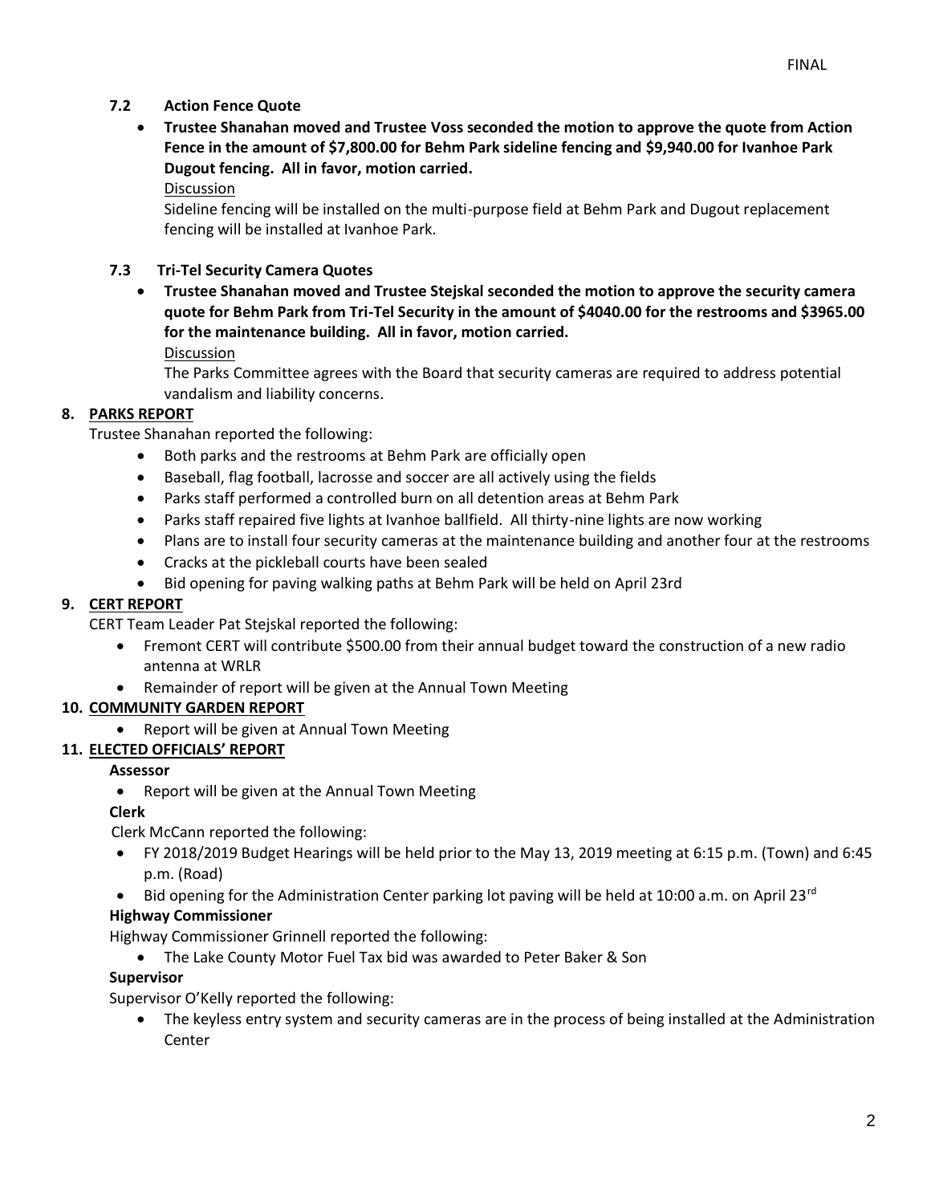FINAL

### 7.2 Action Fence Quote

- **Trustee Shanahan moved and Trustee Voss seconded the motion to approve the quote from Action Fence in the amount of $7,800.00 for Behm Park sideline fencing and $9,940.00 for Ivanhoe Park Dugout fencing. All in favor, motion carried.**

  Discussion

  Sideline fencing will be installed on the multi-purpose field at Behm Park and Dugout replacement fencing will be installed at Ivanhoe Park.

### 7.3 Tri-Tel Security Camera Quotes

- **Trustee Shanahan moved and Trustee Stejskal seconded the motion to approve the security camera quote for Behm Park from Tri-Tel Security in the amount of $4040.00 for the restrooms and $3965.00 for the maintenance building. All in favor, motion carried.**

  Discussion

  The Parks Committee agrees with the Board that security cameras are required to address potential vandalism and liability concerns.

## 8. PARKS REPORT

Trustee Shanahan reported the following:

- Both parks and the restrooms at Behm Park are officially open
- Baseball, flag football, lacrosse and soccer are all actively using the fields
- Parks staff performed a controlled burn on all detention areas at Behm Park
- Parks staff repaired five lights at Ivanhoe ballfield. All thirty-nine lights are now working
- Plans are to install four security cameras at the maintenance building and another four at the restrooms
- Cracks at the pickleball courts have been sealed
- Bid opening for paving walking paths at Behm Park will be held on April 23rd

## 9. CERT REPORT

CERT Team Leader Pat Stejskal reported the following:

- Fremont CERT will contribute $500.00 from their annual budget toward the construction of a new radio antenna at WRLR
- Remainder of report will be given at the Annual Town Meeting

## 10. COMMUNITY GARDEN REPORT

- Report will be given at Annual Town Meeting

## 11. ELECTED OFFICIALS' REPORT

**Assessor**

- Report will be given at the Annual Town Meeting

**Clerk**

Clerk McCann reported the following:

- FY 2018/2019 Budget Hearings will be held prior to the May 13, 2019 meeting at 6:15 p.m. (Town) and 6:45 p.m. (Road)
- Bid opening for the Administration Center parking lot paving will be held at 10:00 a.m. on April 23rd

**Highway Commissioner**

Highway Commissioner Grinnell reported the following:

- The Lake County Motor Fuel Tax bid was awarded to Peter Baker & Son

**Supervisor**

Supervisor O'Kelly reported the following:

- The keyless entry system and security cameras are in the process of being installed at the Administration Center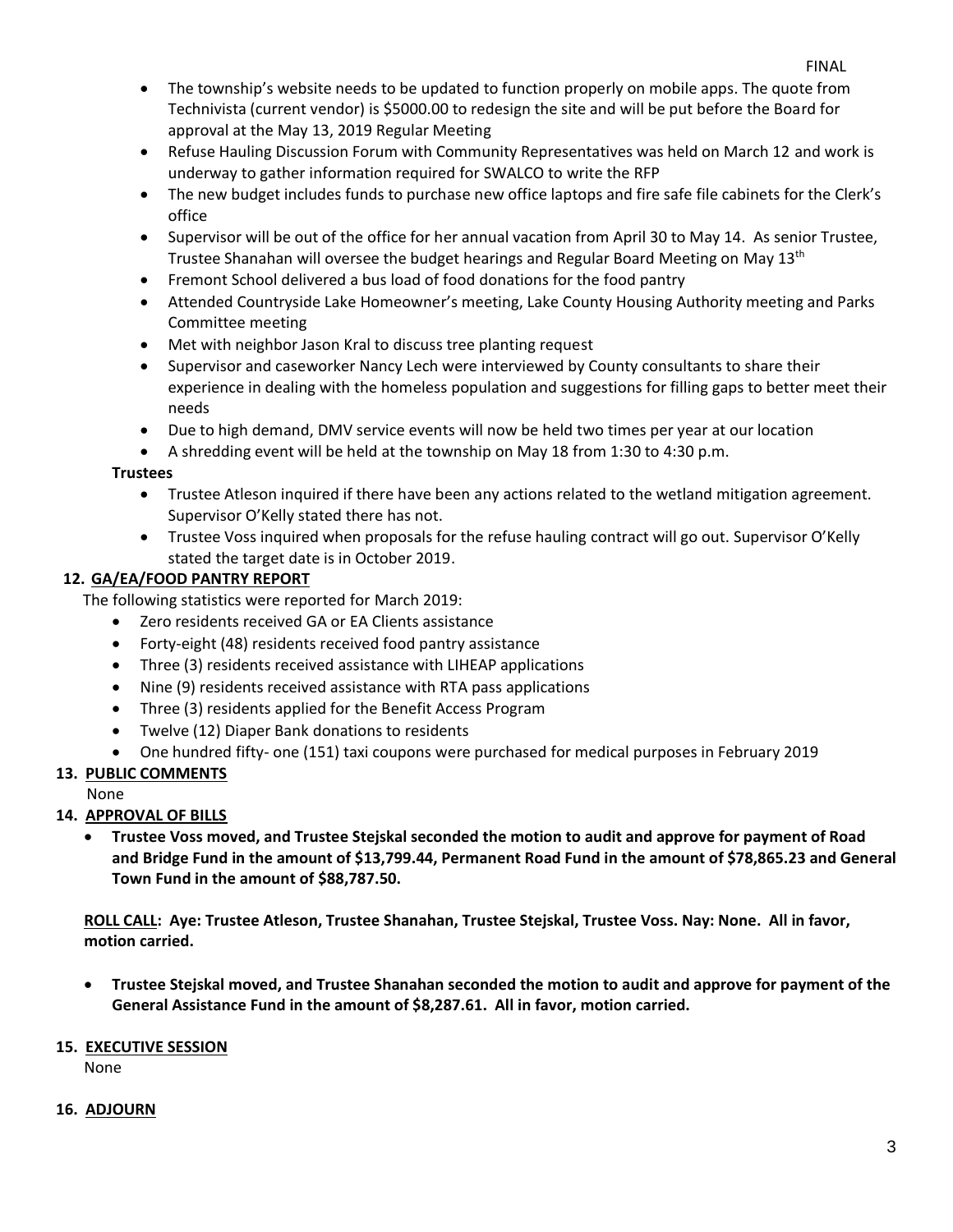- The township's website needs to be updated to function properly on mobile apps. The quote from Technivista (current vendor) is $5000.00 to redesign the site and will be put before the Board for approval at the May 13, 2019 Regular Meeting
- Refuse Hauling Discussion Forum with Community Representatives was held on March 12 and work is underway to gather information required for SWALCO to write the RFP
- The new budget includes funds to purchase new office laptops and fire safe file cabinets for the Clerk's office
- Supervisor will be out of the office for her annual vacation from April 30 to May 14. As senior Trustee, Trustee Shanahan will oversee the budget hearings and Regular Board Meeting on May 13th
- Fremont School delivered a bus load of food donations for the food pantry
- Attended Countryside Lake Homeowner's meeting, Lake County Housing Authority meeting and Parks Committee meeting
- Met with neighbor Jason Kral to discuss tree planting request
- Supervisor and caseworker Nancy Lech were interviewed by County consultants to share their experience in dealing with the homeless population and suggestions for filling gaps to better meet their needs
- Due to high demand, DMV service events will now be held two times per year at our location
- A shredding event will be held at the township on May 18 from 1:30 to 4:30 p.m.

**Trustees**

- Trustee Atleson inquired if there have been any actions related to the wetland mitigation agreement. Supervisor O'Kelly stated there has not.
- Trustee Voss inquired when proposals for the refuse hauling contract will go out. Supervisor O'Kelly stated the target date is in October 2019.

## 12. GA/EA/FOOD PANTRY REPORT

The following statistics were reported for March 2019:

- Zero residents received GA or EA Clients assistance
- Forty-eight (48) residents received food pantry assistance
- Three (3) residents received assistance with LIHEAP applications
- Nine (9) residents received assistance with RTA pass applications
- Three (3) residents applied for the Benefit Access Program
- Twelve (12) Diaper Bank donations to residents
- One hundred fifty- one (151) taxi coupons were purchased for medical purposes in February 2019

## 13. PUBLIC COMMENTS

None

## 14. APPROVAL OF BILLS

- **Trustee Voss moved, and Trustee Stejskal seconded the motion to audit and approve for payment of Road and Bridge Fund in the amount of $13,799.44, Permanent Road Fund in the amount of $78,865.23 and General Town Fund in the amount of $88,787.50.**

**ROLL CALL: Aye: Trustee Atleson, Trustee Shanahan, Trustee Stejskal, Trustee Voss. Nay: None. All in favor, motion carried.**

- **Trustee Stejskal moved, and Trustee Shanahan seconded the motion to audit and approve for payment of the General Assistance Fund in the amount of $8,287.61. All in favor, motion carried.**

## 15. EXECUTIVE SESSION

None

## 16. ADJOURN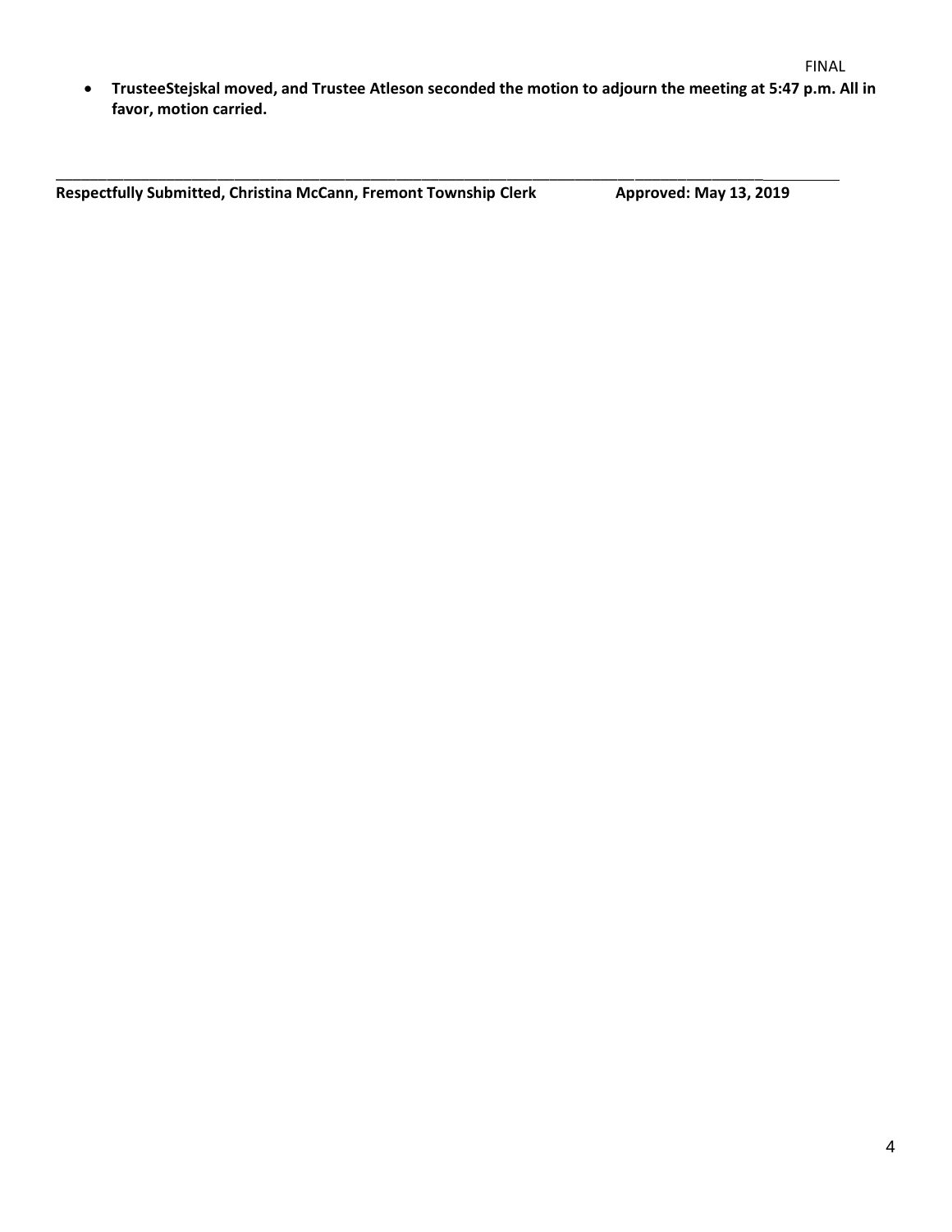- **TrusteeStejskal moved, and Trustee Atleson seconded the motion to adjourn the meeting at 5:47 p.m. All in favor, motion carried.**

---

**Respectfully Submitted, Christina McCann, Fremont Township Clerk** **Approved: May 13, 2019**